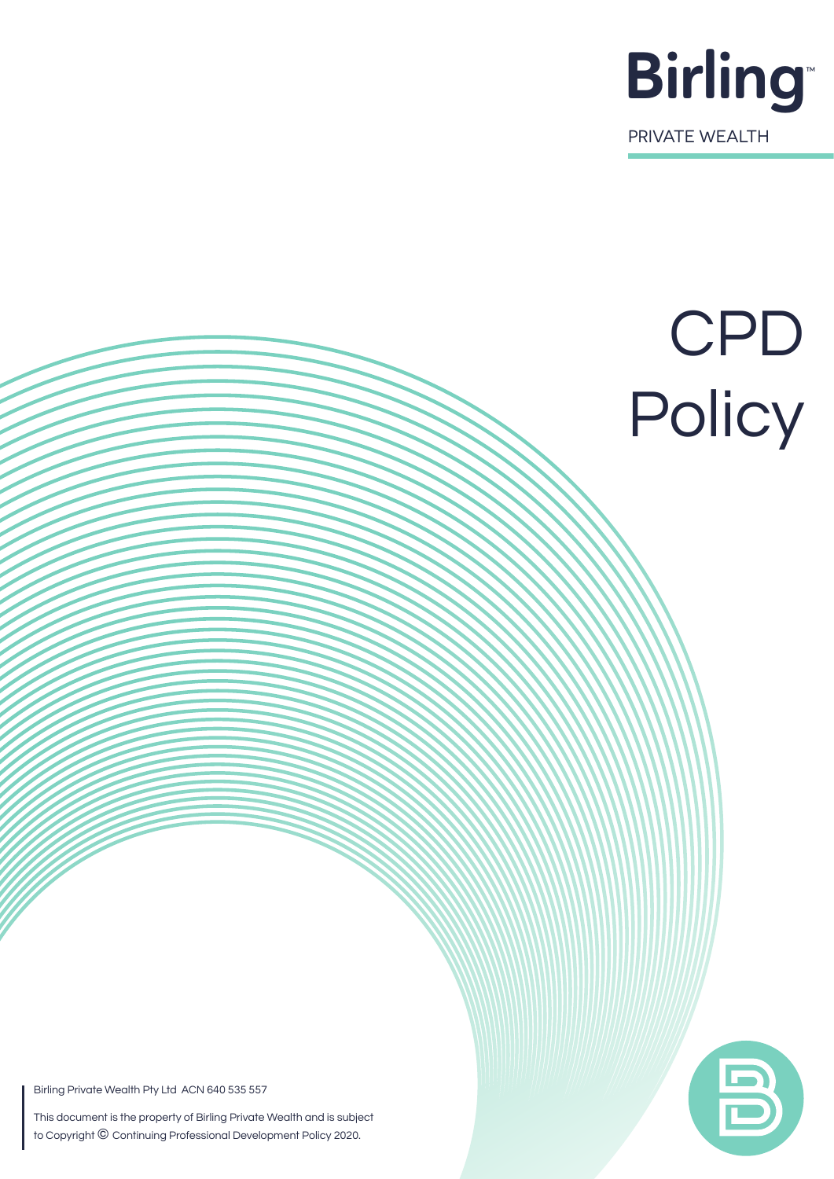Birling™

PRIVATE WEALTH

# CPD Policy

Birling Private Wealth Pty Ltd ACN 640 535 557

This document is the property of Birling Private Wealth and is subject to Copyright © Continuing Professional Development Policy 2020.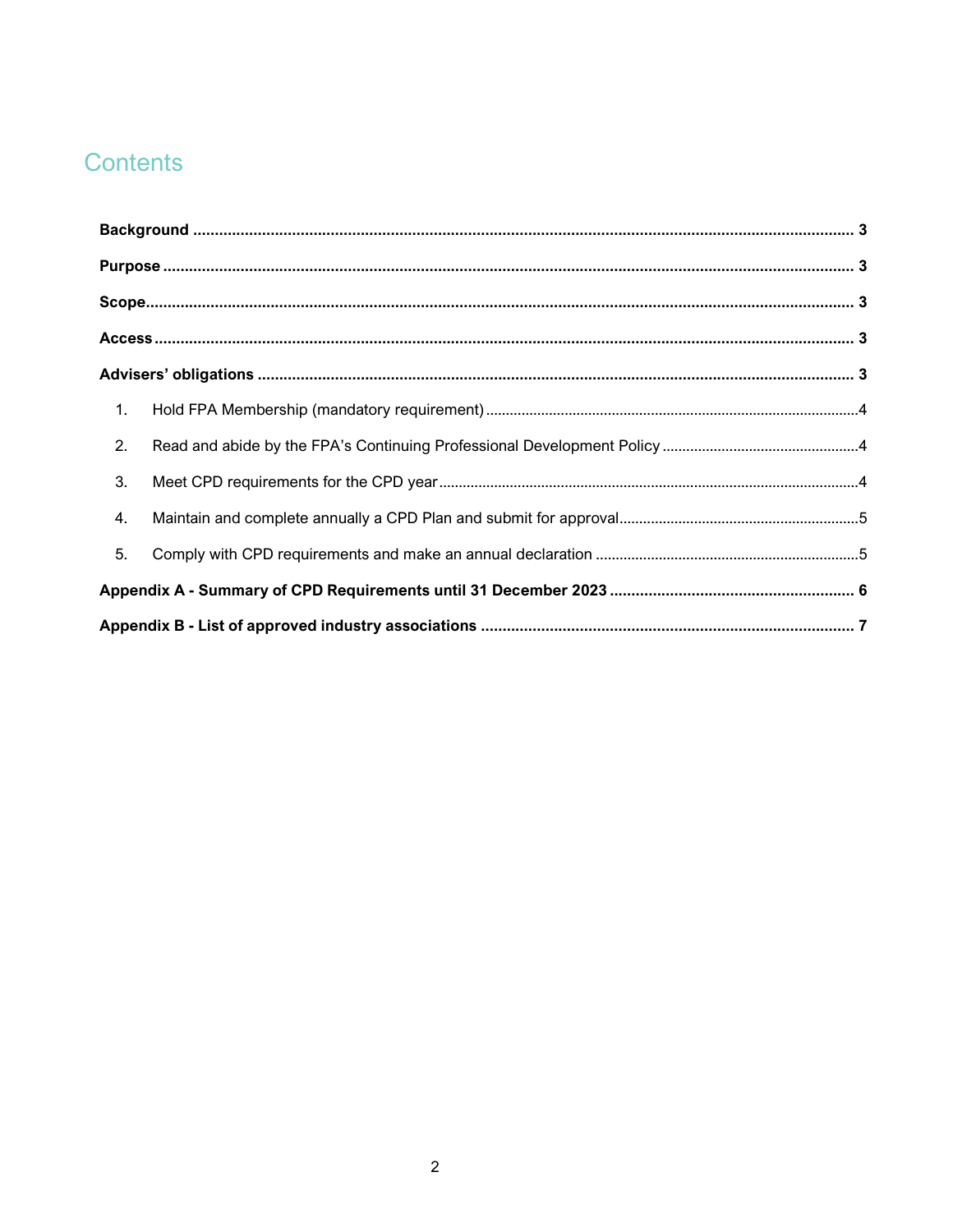# Contents

**Background** ........................................................................................................................................ **3**

**Purpose** ............................................................................................................................................... **3**

**Scope** .................................................................................................................................................. **3**

**Access** ................................................................................................................................................. **3**

**Advisers' obligations** ......................................................................................................................... **3**

1. Hold FPA Membership (mandatory requirement) ............................................................................ 4
2. Read and abide by the FPA's Continuing Professional Development Policy ................................ 4
3. Meet CPD requirements for the CPD year ....................................................................................... 4
4. Maintain and complete annually a CPD Plan and submit for approval .......................................... 5
5. Comply with CPD requirements and make an annual declaration ................................................ 5

**Appendix A - Summary of CPD Requirements until 31 December 2023** ........................................ **6**

**Appendix B - List of approved industry associations** ...................................................................... **7**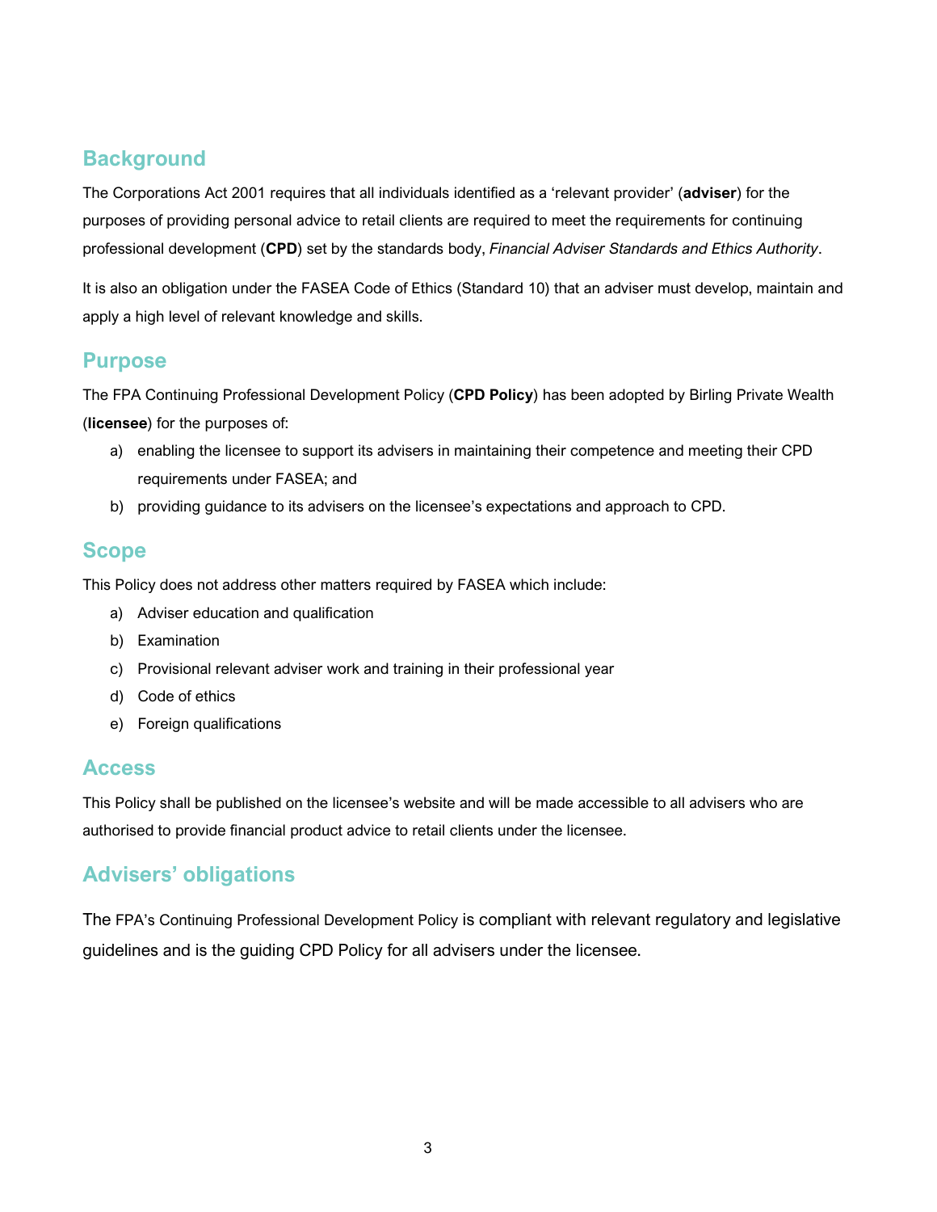## Background

The Corporations Act 2001 requires that all individuals identified as a 'relevant provider' (**adviser**) for the purposes of providing personal advice to retail clients are required to meet the requirements for continuing professional development (**CPD**) set by the standards body, *Financial Adviser Standards and Ethics Authority*.

It is also an obligation under the FASEA Code of Ethics (Standard 10) that an adviser must develop, maintain and apply a high level of relevant knowledge and skills.

## Purpose

The FPA Continuing Professional Development Policy (**CPD Policy**) has been adopted by Birling Private Wealth (**licensee**) for the purposes of:

a) enabling the licensee to support its advisers in maintaining their competence and meeting their CPD requirements under FASEA; and
b) providing guidance to its advisers on the licensee's expectations and approach to CPD.

## Scope

This Policy does not address other matters required by FASEA which include:

a) Adviser education and qualification
b) Examination
c) Provisional relevant adviser work and training in their professional year
d) Code of ethics
e) Foreign qualifications

## Access

This Policy shall be published on the licensee's website and will be made accessible to all advisers who are authorised to provide financial product advice to retail clients under the licensee.

## Advisers' obligations

The FPA's Continuing Professional Development Policy is compliant with relevant regulatory and legislative guidelines and is the guiding CPD Policy for all advisers under the licensee.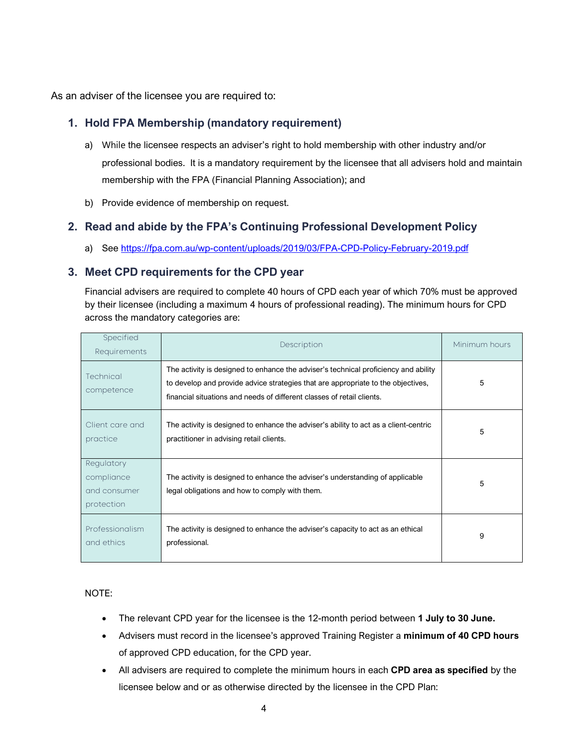As an adviser of the licensee you are required to:

## 1. Hold FPA Membership (mandatory requirement)

a) While the licensee respects an adviser's right to hold membership with other industry and/or professional bodies. It is a mandatory requirement by the licensee that all advisers hold and maintain membership with the FPA (Financial Planning Association); and

b) Provide evidence of membership on request.

## 2. Read and abide by the FPA's Continuing Professional Development Policy

a) See https://fpa.com.au/wp-content/uploads/2019/03/FPA-CPD-Policy-February-2019.pdf

## 3. Meet CPD requirements for the CPD year

Financial advisers are required to complete 40 hours of CPD each year of which 70% must be approved by their licensee (including a maximum 4 hours of professional reading). The minimum hours for CPD across the mandatory categories are:

| Specified Requirements | Description | Minimum hours |
|---|---|---|
| Technical competence | The activity is designed to enhance the adviser's technical proficiency and ability to develop and provide advice strategies that are appropriate to the objectives, financial situations and needs of different classes of retail clients. | 5 |
| Client care and practice | The activity is designed to enhance the adviser's ability to act as a client-centric practitioner in advising retail clients. | 5 |
| Regulatory compliance and consumer protection | The activity is designed to enhance the adviser's understanding of applicable legal obligations and how to comply with them. | 5 |
| Professionalism and ethics | The activity is designed to enhance the adviser's capacity to act as an ethical professional. | 9 |

NOTE:

- The relevant CPD year for the licensee is the 12-month period between **1 July to 30 June.**
- Advisers must record in the licensee's approved Training Register a **minimum of 40 CPD hours** of approved CPD education, for the CPD year.
- All advisers are required to complete the minimum hours in each **CPD area as specified** by the licensee below and or as otherwise directed by the licensee in the CPD Plan: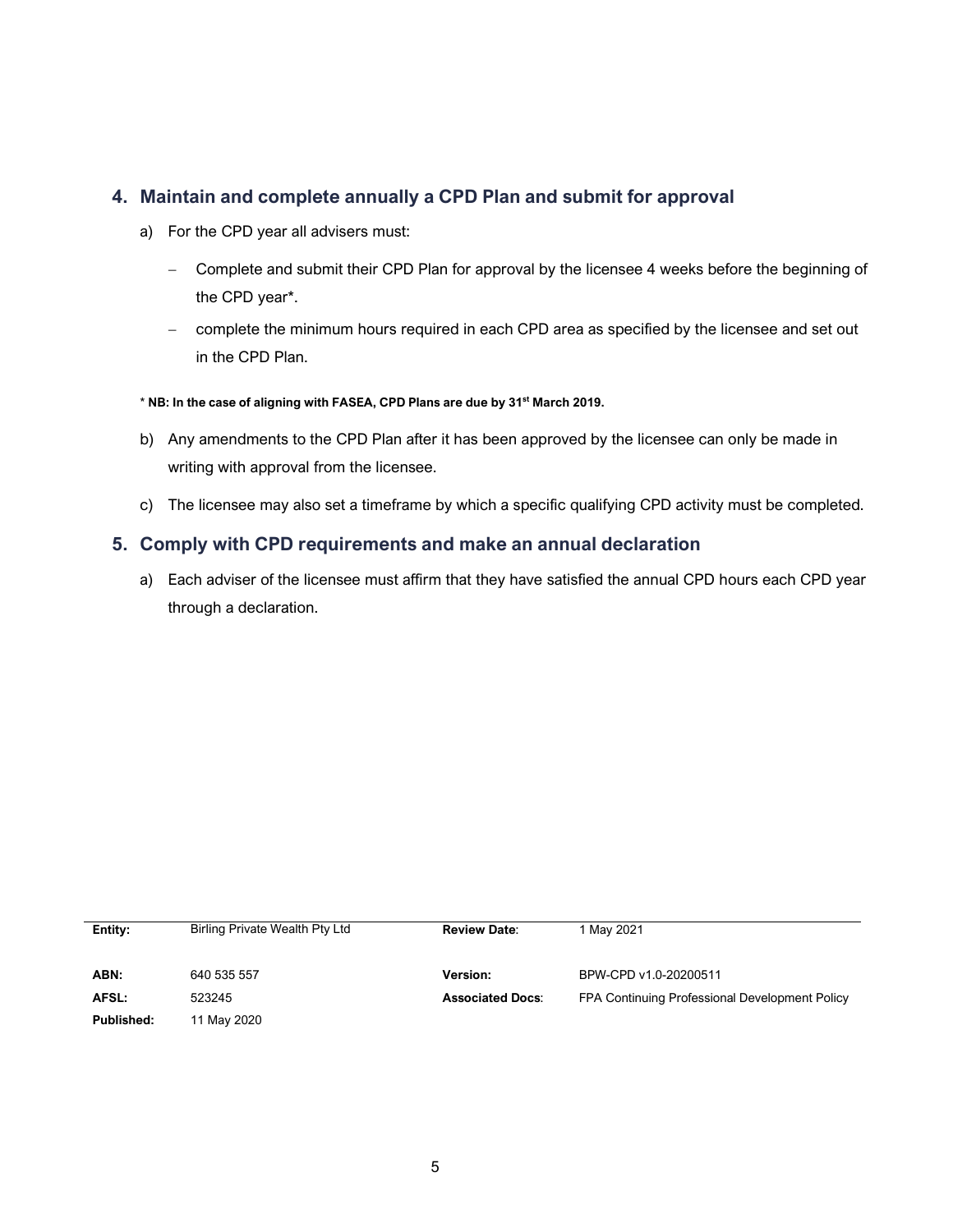## 4. Maintain and complete annually a CPD Plan and submit for approval

a) For the CPD year all advisers must:

- Complete and submit their CPD Plan for approval by the licensee 4 weeks before the beginning of the CPD year*.
- complete the minimum hours required in each CPD area as specified by the licensee and set out in the CPD Plan.

**\* NB: In the case of aligning with FASEA, CPD Plans are due by 31st March 2019.**

b) Any amendments to the CPD Plan after it has been approved by the licensee can only be made in writing with approval from the licensee.

c) The licensee may also set a timeframe by which a specific qualifying CPD activity must be completed.

## 5. Comply with CPD requirements and make an annual declaration

a) Each adviser of the licensee must affirm that they have satisfied the annual CPD hours each CPD year through a declaration.

| | | | |
|---|---|---|---|
| **Entity:** | Birling Private Wealth Pty Ltd | **Review Date**: | 1 May 2021 |
| **ABN:** | 640 535 557 | **Version:** | BPW-CPD v1.0-20200511 |
| **AFSL:** | 523245 | **Associated Docs**: | FPA Continuing Professional Development Policy |
| **Published:** | 11 May 2020 | | |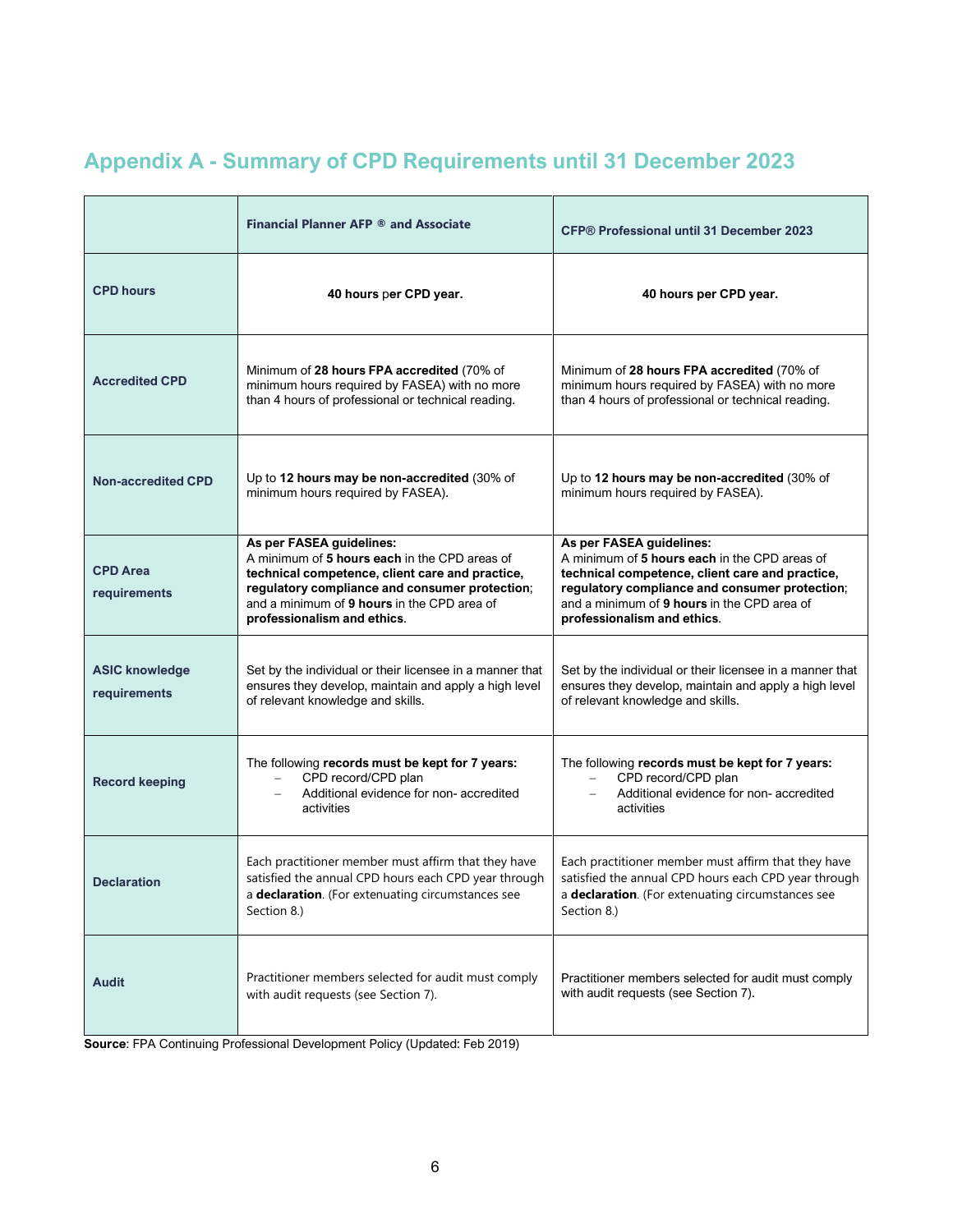## Appendix A - Summary of CPD Requirements until 31 December 2023

| | **Financial Planner AFP ® and Associate** | **CFP® Professional until 31 December 2023** |
|---|---|---|
| **CPD hours** | **40 hours** per **CPD year.** | **40 hours per CPD year.** |
| **Accredited CPD** | Minimum of **28 hours FPA accredited** (70% of minimum hours required by FASEA) with no more than 4 hours of professional or technical reading. | Minimum of **28 hours FPA accredited** (70% of minimum hours required by FASEA) with no more than 4 hours of professional or technical reading. |
| **Non-accredited CPD** | Up to **12 hours may be non-accredited** (30% of minimum hours required by FASEA). | Up to **12 hours may be non-accredited** (30% of minimum hours required by FASEA). |
| **CPD Area requirements** | **As per FASEA guidelines:** A minimum of **5 hours each** in the CPD areas of **technical competence, client care and practice, regulatory compliance and consumer protection**; and a minimum of **9 hours** in the CPD area of **professionalism and ethics**. | **As per FASEA guidelines:** A minimum of **5 hours each** in the CPD areas of **technical competence, client care and practice, regulatory compliance and consumer protection**; and a minimum of **9 hours** in the CPD area of **professionalism and ethics**. |
| **ASIC knowledge requirements** | Set by the individual or their licensee in a manner that ensures they develop, maintain and apply a high level of relevant knowledge and skills. | Set by the individual or their licensee in a manner that ensures they develop, maintain and apply a high level of relevant knowledge and skills. |
| **Record keeping** | The following **records must be kept for 7 years:**<br>– CPD record/CPD plan<br>– Additional evidence for non- accredited activities | The following **records must be kept for 7 years:**<br>– CPD record/CPD plan<br>– Additional evidence for non- accredited activities |
| **Declaration** | Each practitioner member must affirm that they have satisfied the annual CPD hours each CPD year through a **declaration**. (For extenuating circumstances see Section 8.) | Each practitioner member must affirm that they have satisfied the annual CPD hours each CPD year through a **declaration**. (For extenuating circumstances see Section 8.) |
| **Audit** | Practitioner members selected for audit must comply with audit requests (see Section 7). | Practitioner members selected for audit must comply with audit requests (see Section 7). |

**Source**: FPA Continuing Professional Development Policy (Updated: Feb 2019)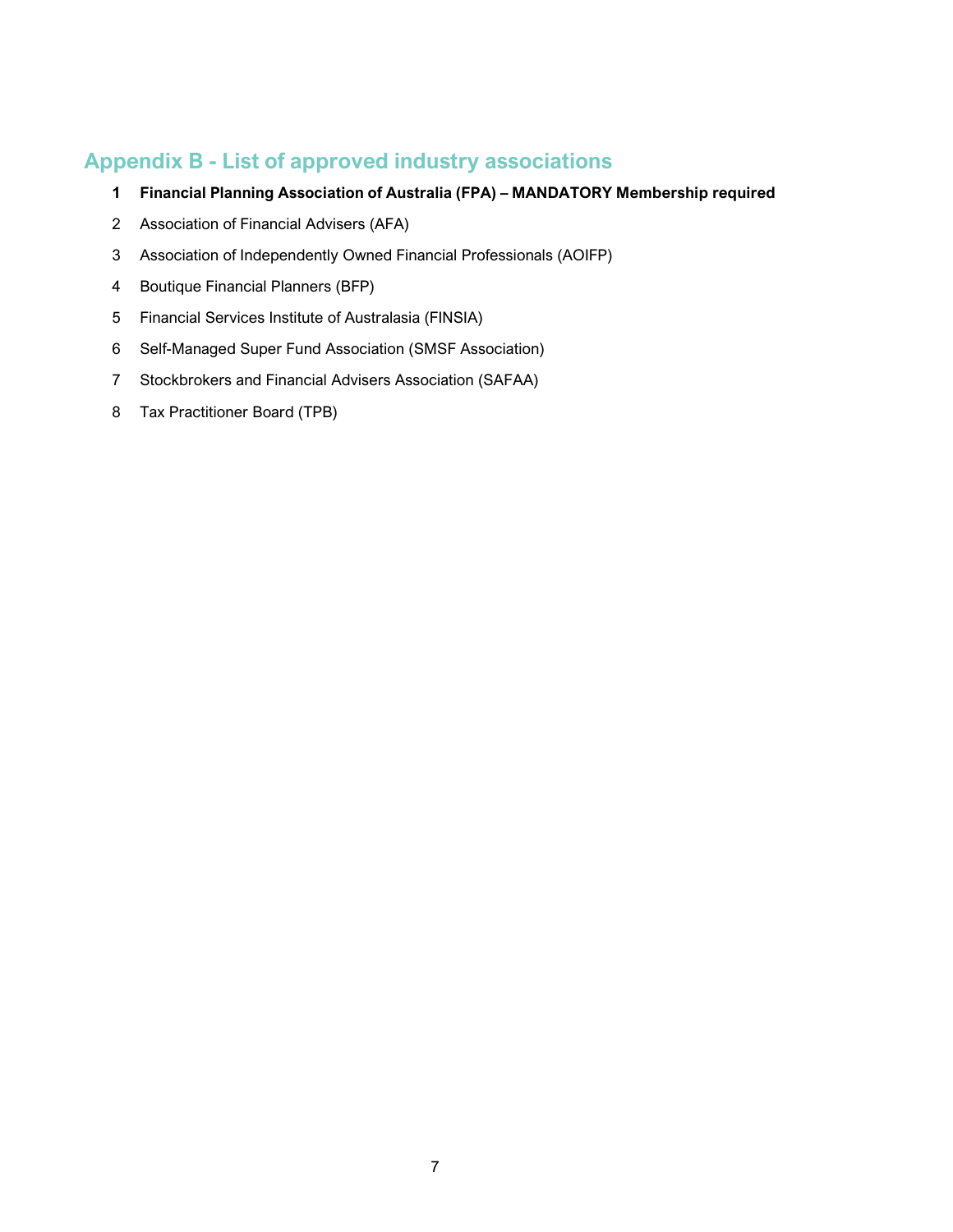## Appendix B - List of approved industry associations

1. **Financial Planning Association of Australia (FPA) – MANDATORY Membership required**
2. Association of Financial Advisers (AFA)
3. Association of Independently Owned Financial Professionals (AOIFP)
4. Boutique Financial Planners (BFP)
5. Financial Services Institute of Australasia (FINSIA)
6. Self-Managed Super Fund Association (SMSF Association)
7. Stockbrokers and Financial Advisers Association (SAFAA)
8. Tax Practitioner Board (TPB)